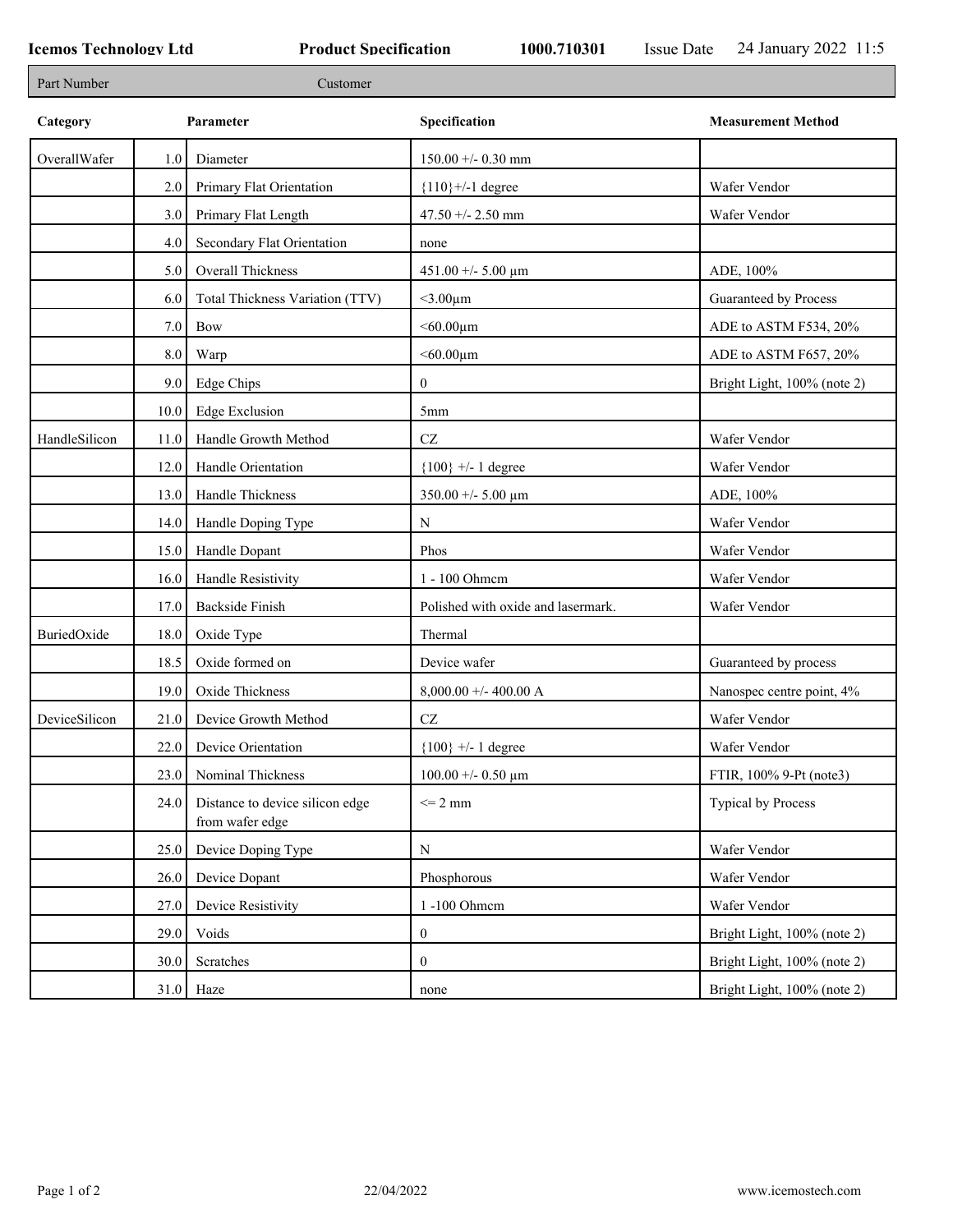**Icemos Technology Ltd** **Product Specification** **1000.710301** Issue Date 24 January 2022 11:5

| Part Number | Customer |
|---|---|

| Category | | Parameter | Specification | Measurement Method |
|---|---|---|---|---|
| OverallWafer | 1.0 | Diameter | 150.00 +/- 0.30 mm | |
| | 2.0 | Primary Flat Orientation | {110}+/-1 degree | Wafer Vendor |
| | 3.0 | Primary Flat Length | 47.50 +/- 2.50 mm | Wafer Vendor |
| | 4.0 | Secondary Flat Orientation | none | |
| | 5.0 | Overall Thickness | 451.00 +/- 5.00 µm | ADE, 100% |
| | 6.0 | Total Thickness Variation (TTV) | <3.00µm | Guaranteed by Process |
| | 7.0 | Bow | <60.00µm | ADE to ASTM F534, 20% |
| | 8.0 | Warp | <60.00µm | ADE to ASTM F657, 20% |
| | 9.0 | Edge Chips | 0 | Bright Light, 100% (note 2) |
| | 10.0 | Edge Exclusion | 5mm | |
| HandleSilicon | 11.0 | Handle Growth Method | CZ | Wafer Vendor |
| | 12.0 | Handle Orientation | {100} +/- 1 degree | Wafer Vendor |
| | 13.0 | Handle Thickness | 350.00 +/- 5.00 µm | ADE, 100% |
| | 14.0 | Handle Doping Type | N | Wafer Vendor |
| | 15.0 | Handle Dopant | Phos | Wafer Vendor |
| | 16.0 | Handle Resistivity | 1 - 100 Ohmcm | Wafer Vendor |
| | 17.0 | Backside Finish | Polished with oxide and lasermark. | Wafer Vendor |
| BuriedOxide | 18.0 | Oxide Type | Thermal | |
| | 18.5 | Oxide formed on | Device wafer | Guaranteed by process |
| | 19.0 | Oxide Thickness | 8,000.00 +/- 400.00 A | Nanospec centre point, 4% |
| DeviceSilicon | 21.0 | Device Growth Method | CZ | Wafer Vendor |
| | 22.0 | Device Orientation | {100} +/- 1 degree | Wafer Vendor |
| | 23.0 | Nominal Thickness | 100.00 +/- 0.50 µm | FTIR, 100% 9-Pt (note3) |
| | 24.0 | Distance to device silicon edge from wafer edge | <= 2 mm | Typical by Process |
| | 25.0 | Device Doping Type | N | Wafer Vendor |
| | 26.0 | Device Dopant | Phosphorous | Wafer Vendor |
| | 27.0 | Device Resistivity | 1 -100 Ohmcm | Wafer Vendor |
| | 29.0 | Voids | 0 | Bright Light, 100% (note 2) |
| | 30.0 | Scratches | 0 | Bright Light, 100% (note 2) |
| | 31.0 | Haze | none | Bright Light, 100% (note 2) |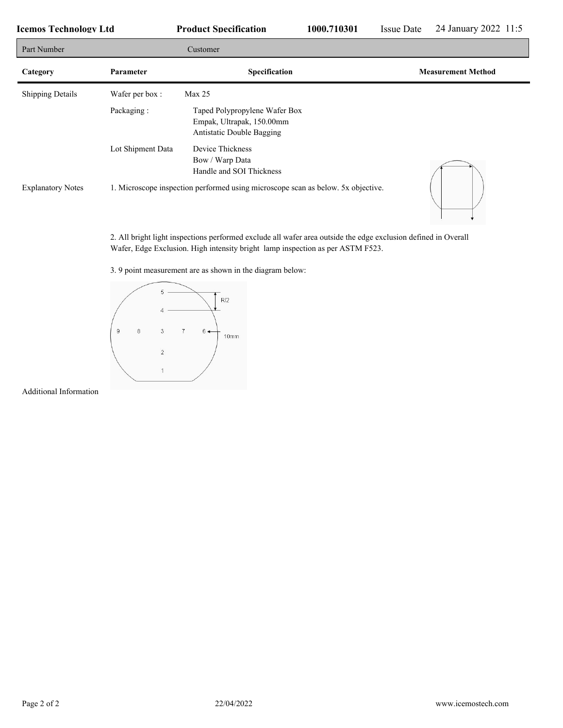| Part Number | | Customer | |
| --- | --- | --- | --- |
| **Category** | **Parameter** | **Specification** | **Measurement Method** |
| Shipping Details | Wafer per box : | Max 25 | |
| | Packaging : | Taped Polypropylene Wafer Box<br>Empak, Ultrapak, 150.00mm<br>Antistatic Double Bagging | |
| | Lot Shipment Data | Device Thickness<br>Bow / Warp Data<br>Handle and SOI Thickness | |
| Explanatory Notes | 1. Microscope inspection performed using microscope scan as below. 5x objective. | | |

2. All bright light inspections performed exclude all wafer area outside the edge exclusion defined in Overall Wafer, Edge Exclusion. High intensity bright lamp inspection as per ASTM F523.

3. 9 point measurement are as shown in the diagram below:

5
R/2
4
9 8 3 7 6
10mm
2
1

Additional Information